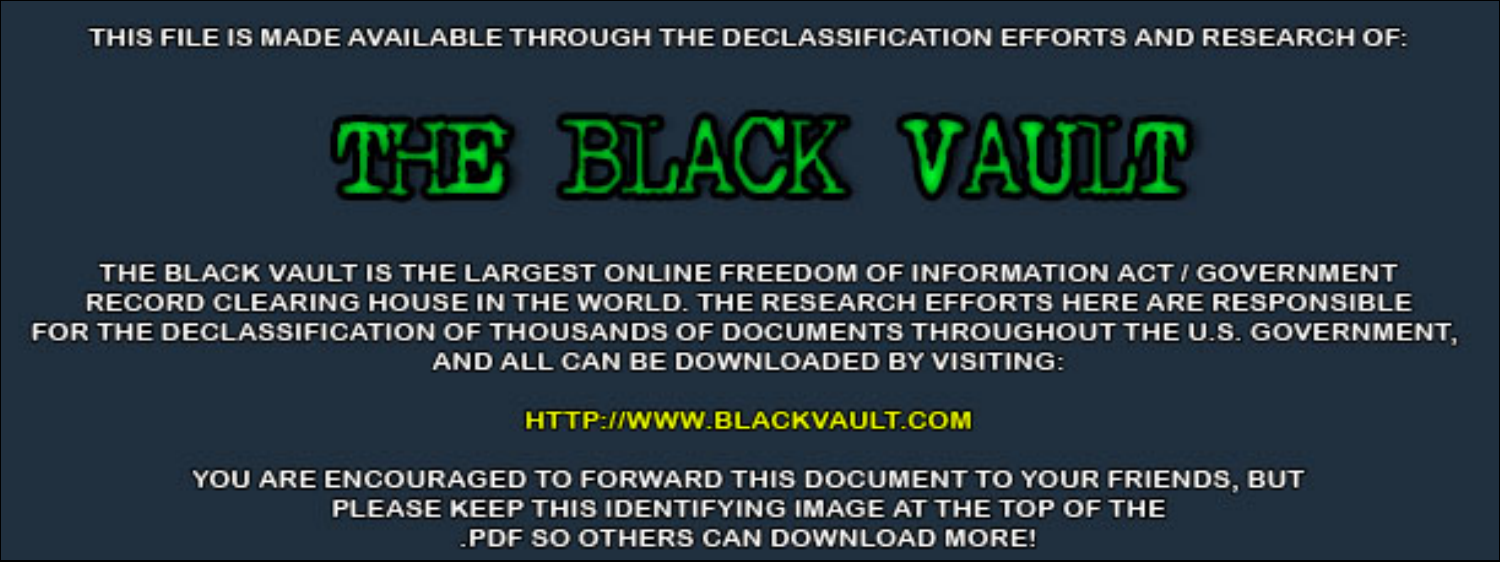THIS FILE IS MADE AVAILABLE THROUGH THE DECLASSIFICATION EFFORTS AND RESEARCH OF:

# THE BLACK VAULT

THE BLACK VAULT IS THE LARGEST ONLINE FREEDOM OF INFORMATION ACT / GOVERNMENT RECORD CLEARING HOUSE IN THE WORLD. THE RESEARCH EFFORTS HERE ARE RESPONSIBLE FOR THE DECLASSIFICATION OF THOUSANDS OF DOCUMENTS THROUGHOUT THE U.S. GOVERNMENT, AND ALL CAN BE DOWNLOADED BY VISITING:

HTTP://WWW.BLACKVAULT.COM

YOU ARE ENCOURAGED TO FORWARD THIS DOCUMENT TO YOUR FRIENDS, BUT PLEASE KEEP THIS IDENTIFYING IMAGE AT THE TOP OF THE .PDF SO OTHERS CAN DOWNLOAD MORE!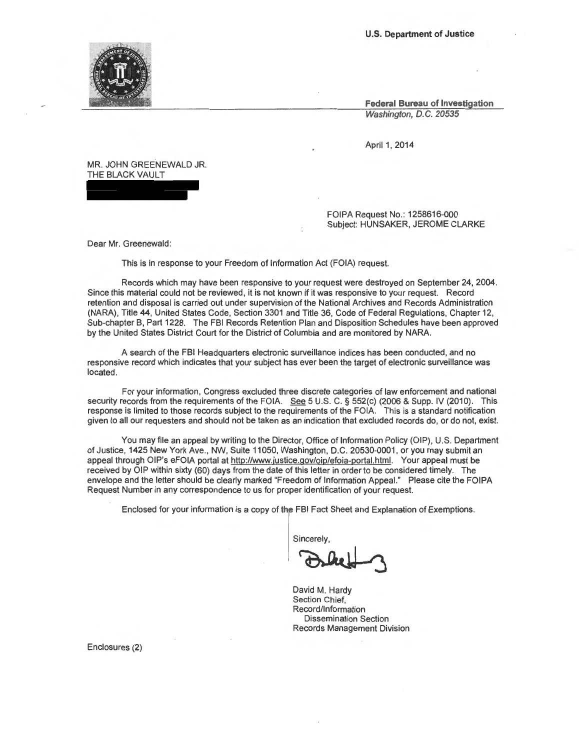U.S. Department of Justice

Federal Bureau of Investigation
*Washington, D.C. 20535*

April 1, 2014

MR. JOHN GREENEWALD JR.
THE BLACK VAULT

FOIPA Request No.: 1258616-000
Subject: HUNSAKER, JEROME CLARKE

Dear Mr. Greenewald:

This is in response to your Freedom of Information Act (FOIA) request.

Records which may have been responsive to your request were destroyed on September 24, 2004. Since this material could not be reviewed, it is not known if it was responsive to your request. Record retention and disposal is carried out under supervision of the National Archives and Records Administration (NARA), Title 44, United States Code, Section 3301 and Title 36, Code of Federal Regulations, Chapter 12, Sub-chapter B, Part 1228. The FBI Records Retention Plan and Disposition Schedules have been approved by the United States District Court for the District of Columbia and are monitored by NARA.

A search of the FBI Headquarters electronic surveillance indices has been conducted, and no responsive record which indicates that your subject has ever been the target of electronic surveillance was located.

For your information, Congress excluded three discrete categories of law enforcement and national security records from the requirements of the FOIA. See 5 U.S. C. § 552(c) (2006 & Supp. IV (2010). This response is limited to those records subject to the requirements of the FOIA. This is a standard notification given to all our requesters and should not be taken as an indication that excluded records do, or do not, exist.

You may file an appeal by writing to the Director, Office of Information Policy (OIP), U.S. Department of Justice, 1425 New York Ave., NW, Suite 11050, Washington, D.C. 20530-0001, or you may submit an appeal through OIP's eFOIA portal at http://www.justice.gov/oip/efoia-portal.html. Your appeal must be received by OIP within sixty (60) days from the date of this letter in order to be considered timely. The envelope and the letter should be clearly marked "Freedom of Information Appeal." Please cite the FOIPA Request Number in any correspondence to us for proper identification of your request.

Enclosed for your information is a copy of the FBI Fact Sheet and Explanation of Exemptions.

Sincerely,

David M. Hardy
Section Chief,
Record/Information
Dissemination Section
Records Management Division

Enclosures (2)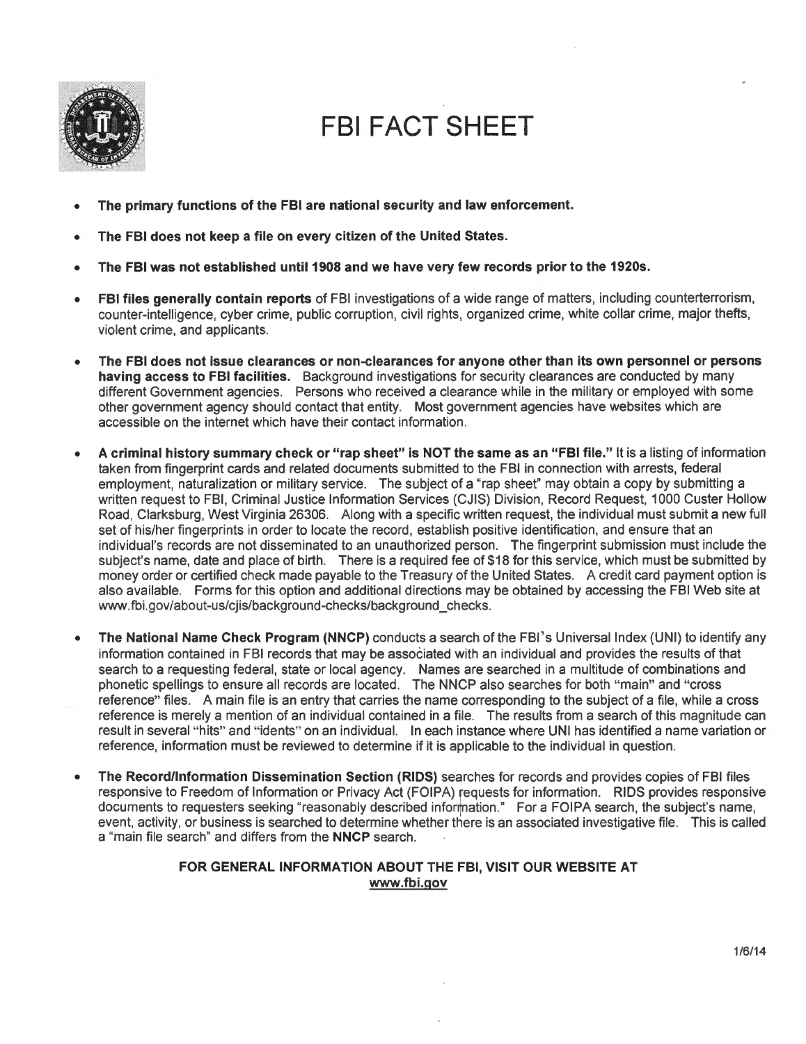# FBI FACT SHEET

- **The primary functions of the FBI are national security and law enforcement.**
- **The FBI does not keep a file on every citizen of the United States.**
- **The FBI was not established until 1908 and we have very few records prior to the 1920s.**
- **FBI files generally contain reports** of FBI investigations of a wide range of matters, including counterterrorism, counter-intelligence, cyber crime, public corruption, civil rights, organized crime, white collar crime, major thefts, violent crime, and applicants.
- **The FBI does not issue clearances or non-clearances for anyone other than its own personnel or persons having access to FBI facilities.** Background investigations for security clearances are conducted by many different Government agencies. Persons who received a clearance while in the military or employed with some other government agency should contact that entity. Most government agencies have websites which are accessible on the internet which have their contact information.
- **A criminal history summary check or "rap sheet" is NOT the same as an "FBI file."** It is a listing of information taken from fingerprint cards and related documents submitted to the FBI in connection with arrests, federal employment, naturalization or military service. The subject of a "rap sheet" may obtain a copy by submitting a written request to FBI, Criminal Justice Information Services (CJIS) Division, Record Request, 1000 Custer Hollow Road, Clarksburg, West Virginia 26306. Along with a specific written request, the individual must submit a new full set of his/her fingerprints in order to locate the record, establish positive identification, and ensure that an individual's records are not disseminated to an unauthorized person. The fingerprint submission must include the subject's name, date and place of birth. There is a required fee of $18 for this service, which must be submitted by money order or certified check made payable to the Treasury of the United States. A credit card payment option is also available. Forms for this option and additional directions may be obtained by accessing the FBI Web site at www.fbi.gov/about-us/cjis/background-checks/background_checks.
- **The National Name Check Program (NNCP)** conducts a search of the FBI's Universal Index (UNI) to identify any information contained in FBI records that may be associated with an individual and provides the results of that search to a requesting federal, state or local agency. Names are searched in a multitude of combinations and phonetic spellings to ensure all records are located. The NNCP also searches for both "main" and "cross reference" files. A main file is an entry that carries the name corresponding to the subject of a file, while a cross reference is merely a mention of an individual contained in a file. The results from a search of this magnitude can result in several "hits" and "idents" on an individual. In each instance where UNI has identified a name variation or reference, information must be reviewed to determine if it is applicable to the individual in question.
- **The Record/Information Dissemination Section (RIDS)** searches for records and provides copies of FBI files responsive to Freedom of Information or Privacy Act (FOIPA) requests for information. RIDS provides responsive documents to requesters seeking "reasonably described information." For a FOIPA search, the subject's name, event, activity, or business is searched to determine whether there is an associated investigative file. This is called a "main file search" and differs from the **NNCP** search.

**FOR GENERAL INFORMATION ABOUT THE FBI, VISIT OUR WEBSITE AT**
**www.fbi.gov**

1/6/14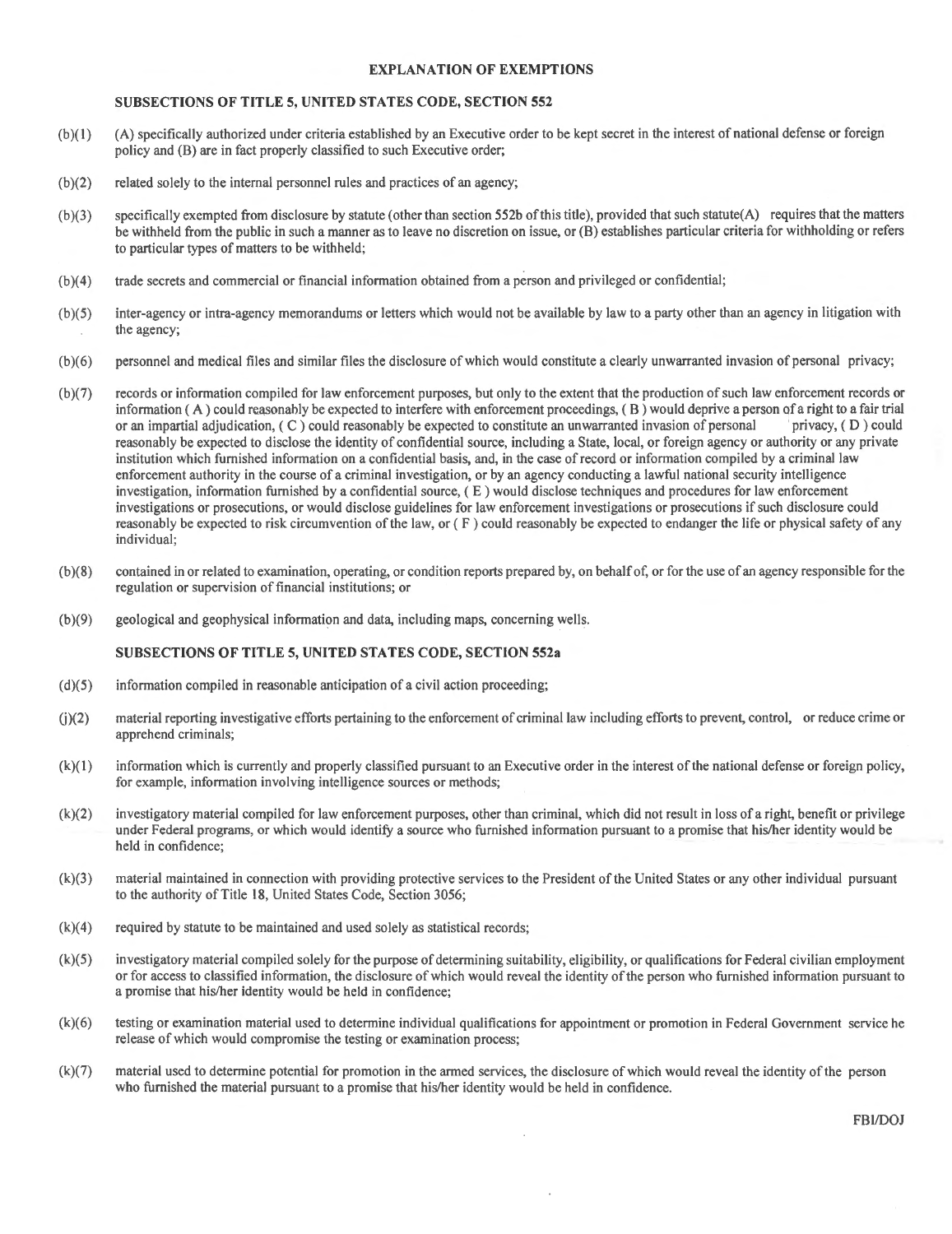## EXPLANATION OF EXEMPTIONS

### SUBSECTIONS OF TITLE 5, UNITED STATES CODE, SECTION 552

(b)(1) (A) specifically authorized under criteria established by an Executive order to be kept secret in the interest of national defense or foreign policy and (B) are in fact properly classified to such Executive order;

(b)(2) related solely to the internal personnel rules and practices of an agency;

(b)(3) specifically exempted from disclosure by statute (other than section 552b of this title), provided that such statute(A) requires that the matters be withheld from the public in such a manner as to leave no discretion on issue, or (B) establishes particular criteria for withholding or refers to particular types of matters to be withheld;

(b)(4) trade secrets and commercial or financial information obtained from a person and privileged or confidential;

(b)(5) inter-agency or intra-agency memorandums or letters which would not be available by law to a party other than an agency in litigation with the agency;

(b)(6) personnel and medical files and similar files the disclosure of which would constitute a clearly unwarranted invasion of personal privacy;

(b)(7) records or information compiled for law enforcement purposes, but only to the extent that the production of such law enforcement records or information ( A ) could reasonably be expected to interfere with enforcement proceedings, ( B ) would deprive a person of a right to a fair trial or an impartial adjudication, ( C ) could reasonably be expected to constitute an unwarranted invasion of personal privacy, ( D ) could reasonably be expected to disclose the identity of confidential source, including a State, local, or foreign agency or authority or any private institution which furnished information on a confidential basis, and, in the case of record or information compiled by a criminal law enforcement authority in the course of a criminal investigation, or by an agency conducting a lawful national security intelligence investigation, information furnished by a confidential source, ( E ) would disclose techniques and procedures for law enforcement investigations or prosecutions, or would disclose guidelines for law enforcement investigations or prosecutions if such disclosure could reasonably be expected to risk circumvention of the law, or ( F ) could reasonably be expected to endanger the life or physical safety of any individual;

(b)(8) contained in or related to examination, operating, or condition reports prepared by, on behalf of, or for the use of an agency responsible for the regulation or supervision of financial institutions; or

(b)(9) geological and geophysical information and data, including maps, concerning wells.

### SUBSECTIONS OF TITLE 5, UNITED STATES CODE, SECTION 552a

(d)(5) information compiled in reasonable anticipation of a civil action proceeding;

(j)(2) material reporting investigative efforts pertaining to the enforcement of criminal law including efforts to prevent, control, or reduce crime or apprehend criminals;

(k)(1) information which is currently and properly classified pursuant to an Executive order in the interest of the national defense or foreign policy, for example, information involving intelligence sources or methods;

(k)(2) investigatory material compiled for law enforcement purposes, other than criminal, which did not result in loss of a right, benefit or privilege under Federal programs, or which would identify a source who furnished information pursuant to a promise that his/her identity would be held in confidence;

(k)(3) material maintained in connection with providing protective services to the President of the United States or any other individual pursuant to the authority of Title 18, United States Code, Section 3056;

(k)(4) required by statute to be maintained and used solely as statistical records;

(k)(5) investigatory material compiled solely for the purpose of determining suitability, eligibility, or qualifications for Federal civilian employment or for access to classified information, the disclosure of which would reveal the identity of the person who furnished information pursuant to a promise that his/her identity would be held in confidence;

(k)(6) testing or examination material used to determine individual qualifications for appointment or promotion in Federal Government service he release of which would compromise the testing or examination process;

(k)(7) material used to determine potential for promotion in the armed services, the disclosure of which would reveal the identity of the person who furnished the material pursuant to a promise that his/her identity would be held in confidence.

FBI/DOJ